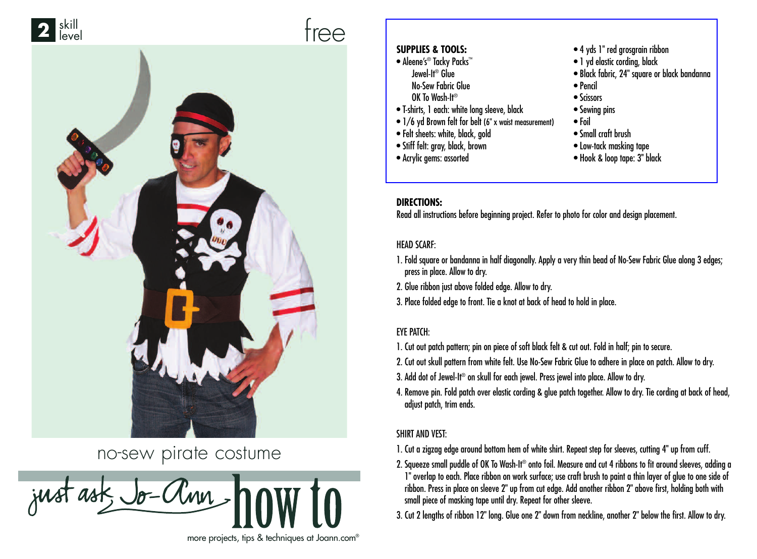2 skill level

free

# no-sew pirate costume

just ask Jo-Ann how to

more projects, tips & techniques at Joann.com®

**SUPPLIES & TOOLS:**

- Aleene's® Tacky Packs™
  - Jewel-It® Glue
  - No-Sew Fabric Glue
  - OK To Wash-It®
- T-shirts, 1 each: white long sleeve, black
- 1/6 yd Brown felt for belt (6" x waist measurement)
- Felt sheets: white, black, gold
- Stiff felt: gray, black, brown
- Acrylic gems: assorted
- 4 yds 1" red grosgrain ribbon
- 1 yd elastic cording, black
- Black fabric, 24" square or black bandanna
- Pencil
- Scissors
- Sewing pins
- Foil
- Small craft brush
- Low-tack masking tape
- Hook & loop tape: 3" black

**DIRECTIONS:**

Read all instructions before beginning project. Refer to photo for color and design placement.

HEAD SCARF:

1. Fold square or bandanna in half diagonally. Apply a very thin bead of No-Sew Fabric Glue along 3 edges; press in place. Allow to dry.
2. Glue ribbon just above folded edge. Allow to dry.
3. Place folded edge to front. Tie a knot at back of head to hold in place.

EYE PATCH:

1. Cut out patch pattern; pin on piece of soft black felt & cut out. Fold in half; pin to secure.
2. Cut out skull pattern from white felt. Use No-Sew Fabric Glue to adhere in place on patch. Allow to dry.
3. Add dot of Jewel-It® on skull for each jewel. Press jewel into place. Allow to dry.
4. Remove pin. Fold patch over elastic cording & glue patch together. Allow to dry. Tie cording at back of head, adjust patch, trim ends.

SHIRT AND VEST:

1. Cut a zigzag edge around bottom hem of white shirt. Repeat step for sleeves, cutting 4" up from cuff.
2. Squeeze small puddle of OK To Wash-It® onto foil. Measure and cut 4 ribbons to fit around sleeves, adding a 1" overlap to each. Place ribbon on work surface; use craft brush to paint a thin layer of glue to one side of ribbon. Press in place on sleeve 2" up from cut edge. Add another ribbon 2" above first, holding both with small piece of masking tape until dry. Repeat for other sleeve.
3. Cut 2 lengths of ribbon 12" long. Glue one 2" down from neckline, another 2" below the first. Allow to dry.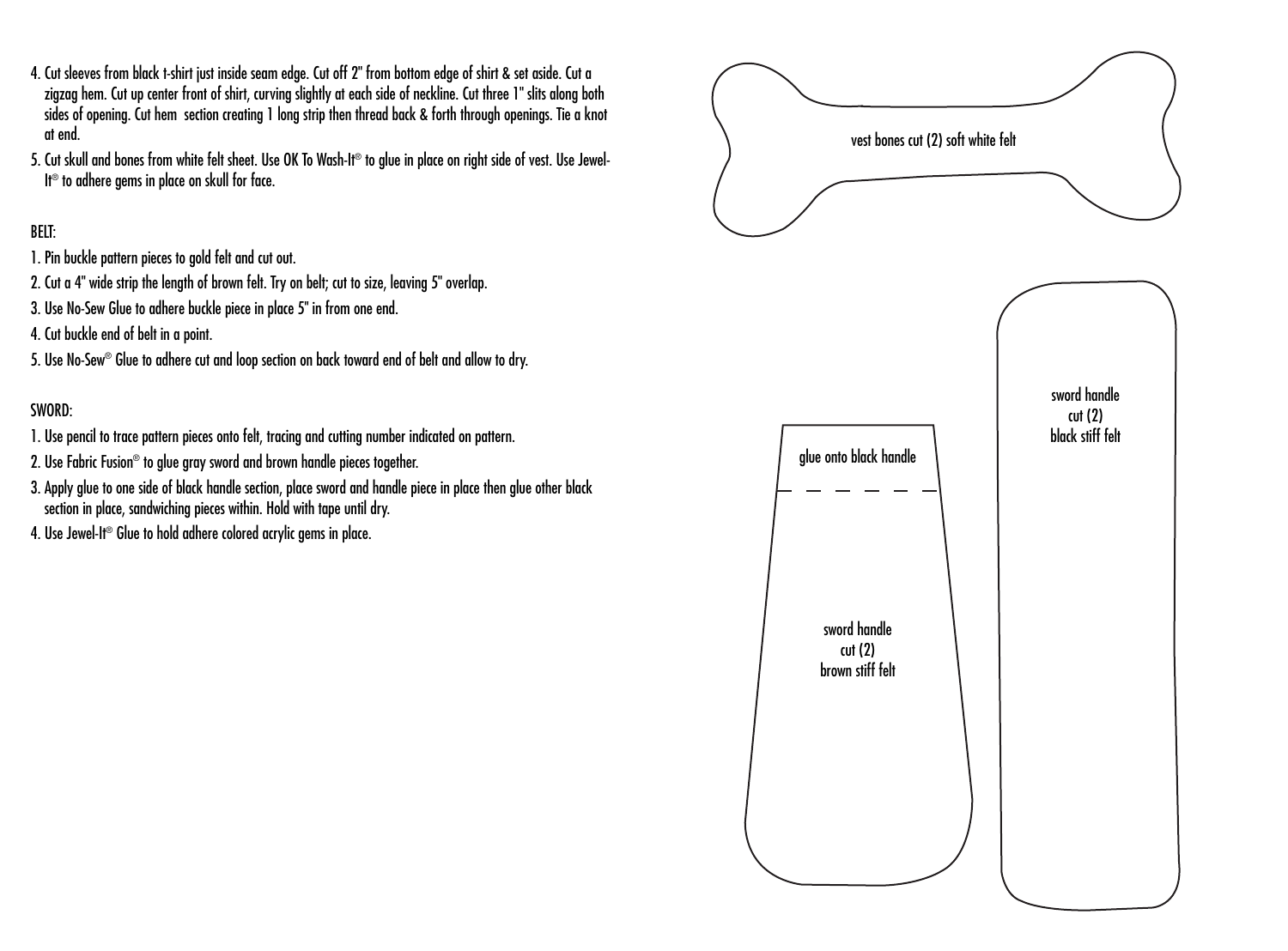4. Cut sleeves from black t-shirt just inside seam edge. Cut off 2" from bottom edge of shirt & set aside. Cut a zigzag hem. Cut up center front of shirt, curving slightly at each side of neckline. Cut three 1" slits along both sides of opening. Cut hem  section creating 1 long strip then thread back & forth through openings. Tie a knot at end.
5. Cut skull and bones from white felt sheet. Use OK To Wash-It® to glue in place on right side of vest. Use Jewel-It® to adhere gems in place on skull for face.

BELT:

1. Pin buckle pattern pieces to gold felt and cut out.
2. Cut a 4" wide strip the length of brown felt. Try on belt; cut to size, leaving 5" overlap.
3. Use No-Sew Glue to adhere buckle piece in place 5" in from one end.
4. Cut buckle end of belt in a point.
5. Use No-Sew® Glue to adhere cut and loop section on back toward end of belt and allow to dry.

SWORD:

1. Use pencil to trace pattern pieces onto felt, tracing and cutting number indicated on pattern.
2. Use Fabric Fusion® to glue gray sword and brown handle pieces together.
3. Apply glue to one side of black handle section, place sword and handle piece in place then glue other black section in place, sandwiching pieces within. Hold with tape until dry.
4. Use Jewel-It® Glue to hold adhere colored acrylic gems in place.

vest bones cut (2) soft white felt

sword handle
cut (2)
black stiff felt

glue onto black handle

sword handle
cut (2)
brown stiff felt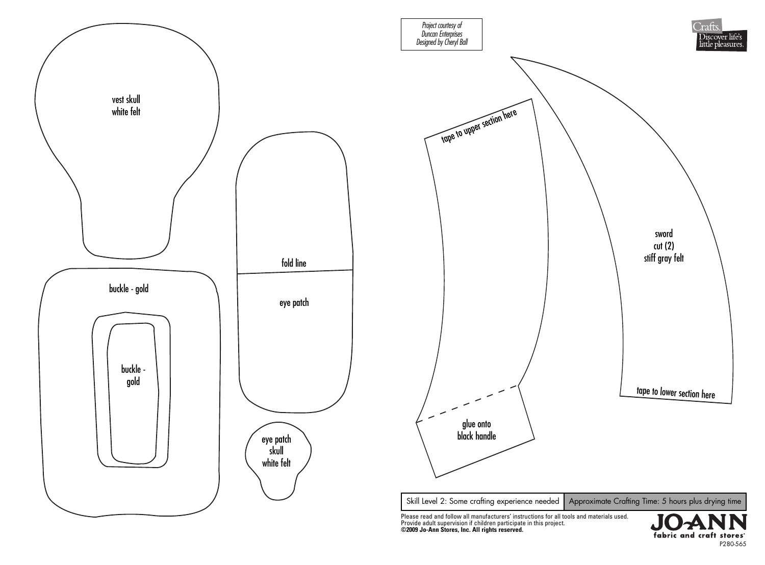*Project courtesy of*
*Duncan Enterprises*
*Designed by Cheryl Ball*

Crafts. Discover life's little pleasures.

vest skull
white felt

buckle - gold

buckle -
gold

fold line

eye patch

eye patch
skull
white felt

tape to upper section here

glue onto
black handle

sword
cut (2)
stiff gray felt

tape to lower section here

| Skill Level 2: Some crafting experience needed | Approximate Crafting Time: 5 hours plus drying time |
|---|---|

Please read and follow all manufacturers' instructions for all tools and materials used.
Provide adult supervision if children participate in this project.
**©2009 Jo-Ann Stores, Inc. All rights reserved.**

JOANN fabric and craft stores®

P280-565